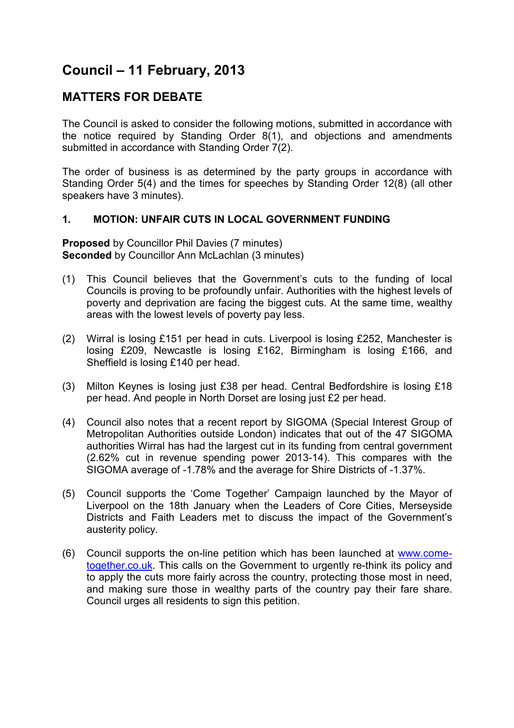# Council – 11 February, 2013

## MATTERS FOR DEBATE

The Council is asked to consider the following motions, submitted in accordance with the notice required by Standing Order 8(1), and objections and amendments submitted in accordance with Standing Order 7(2).

The order of business is as determined by the party groups in accordance with Standing Order 5(4) and the times for speeches by Standing Order 12(8) (all other speakers have 3 minutes).

### 1. MOTION: UNFAIR CUTS IN LOCAL GOVERNMENT FUNDING

**Proposed** by Councillor Phil Davies (7 minutes)
**Seconded** by Councillor Ann McLachlan (3 minutes)

(1) This Council believes that the Government's cuts to the funding of local Councils is proving to be profoundly unfair. Authorities with the highest levels of poverty and deprivation are facing the biggest cuts. At the same time, wealthy areas with the lowest levels of poverty pay less.

(2) Wirral is losing £151 per head in cuts. Liverpool is losing £252, Manchester is losing £209, Newcastle is losing £162, Birmingham is losing £166, and Sheffield is losing £140 per head.

(3) Milton Keynes is losing just £38 per head. Central Bedfordshire is losing £18 per head. And people in North Dorset are losing just £2 per head.

(4) Council also notes that a recent report by SIGOMA (Special Interest Group of Metropolitan Authorities outside London) indicates that out of the 47 SIGOMA authorities Wirral has had the largest cut in its funding from central government (2.62% cut in revenue spending power 2013-14). This compares with the SIGOMA average of -1.78% and the average for Shire Districts of -1.37%.

(5) Council supports the 'Come Together' Campaign launched by the Mayor of Liverpool on the 18th January when the Leaders of Core Cities, Merseyside Districts and Faith Leaders met to discuss the impact of the Government's austerity policy.

(6) Council supports the on-line petition which has been launched at www.come-together.co.uk. This calls on the Government to urgently re-think its policy and to apply the cuts more fairly across the country, protecting those most in need, and making sure those in wealthy parts of the country pay their fare share. Council urges all residents to sign this petition.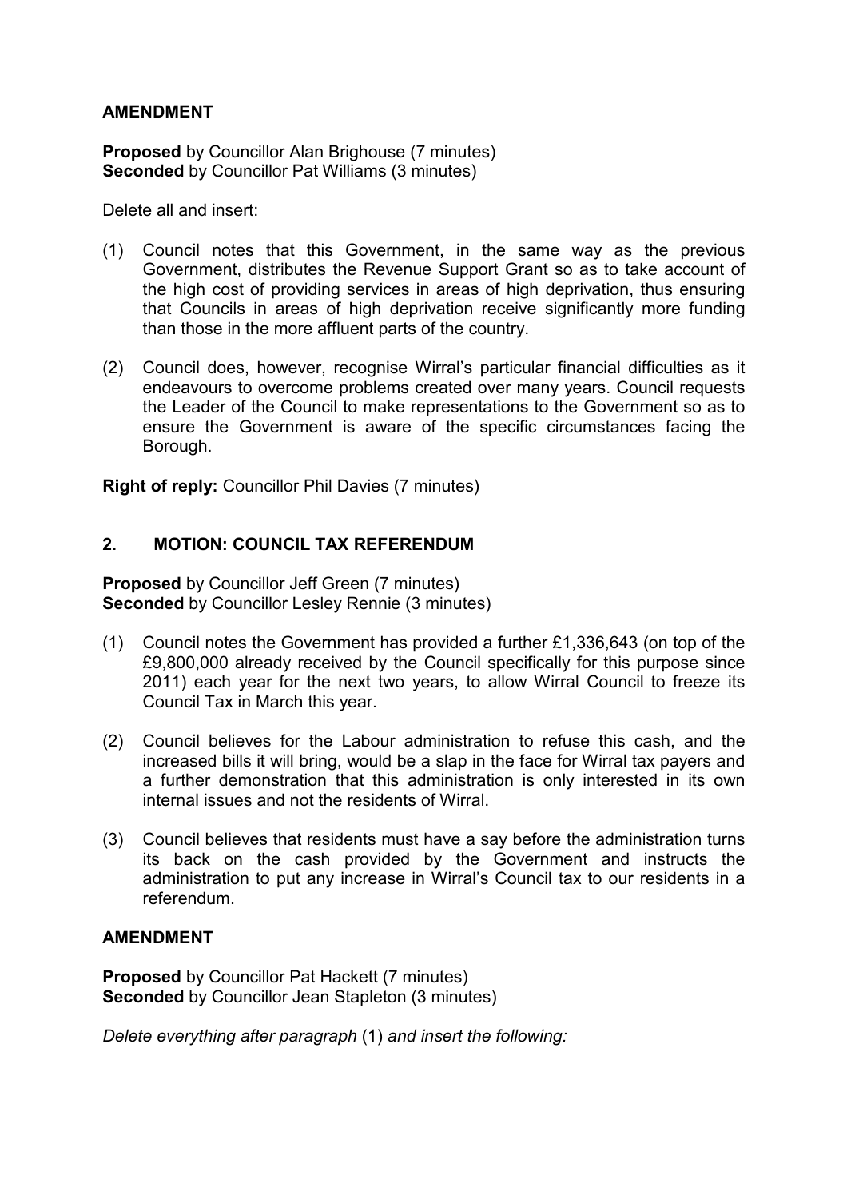**AMENDMENT**

**Proposed** by Councillor Alan Brighouse (7 minutes)
**Seconded** by Councillor Pat Williams (3 minutes)

Delete all and insert:

(1) Council notes that this Government, in the same way as the previous Government, distributes the Revenue Support Grant so as to take account of the high cost of providing services in areas of high deprivation, thus ensuring that Councils in areas of high deprivation receive significantly more funding than those in the more affluent parts of the country.

(2) Council does, however, recognise Wirral's particular financial difficulties as it endeavours to overcome problems created over many years. Council requests the Leader of the Council to make representations to the Government so as to ensure the Government is aware of the specific circumstances facing the Borough.

**Right of reply:** Councillor Phil Davies (7 minutes)

## 2. MOTION: COUNCIL TAX REFERENDUM

**Proposed** by Councillor Jeff Green (7 minutes)
**Seconded** by Councillor Lesley Rennie (3 minutes)

(1) Council notes the Government has provided a further £1,336,643 (on top of the £9,800,000 already received by the Council specifically for this purpose since 2011) each year for the next two years, to allow Wirral Council to freeze its Council Tax in March this year.

(2) Council believes for the Labour administration to refuse this cash, and the increased bills it will bring, would be a slap in the face for Wirral tax payers and a further demonstration that this administration is only interested in its own internal issues and not the residents of Wirral.

(3) Council believes that residents must have a say before the administration turns its back on the cash provided by the Government and instructs the administration to put any increase in Wirral's Council tax to our residents in a referendum.

**AMENDMENT**

**Proposed** by Councillor Pat Hackett (7 minutes)
**Seconded** by Councillor Jean Stapleton (3 minutes)

*Delete everything after paragraph* (1) *and insert the following:*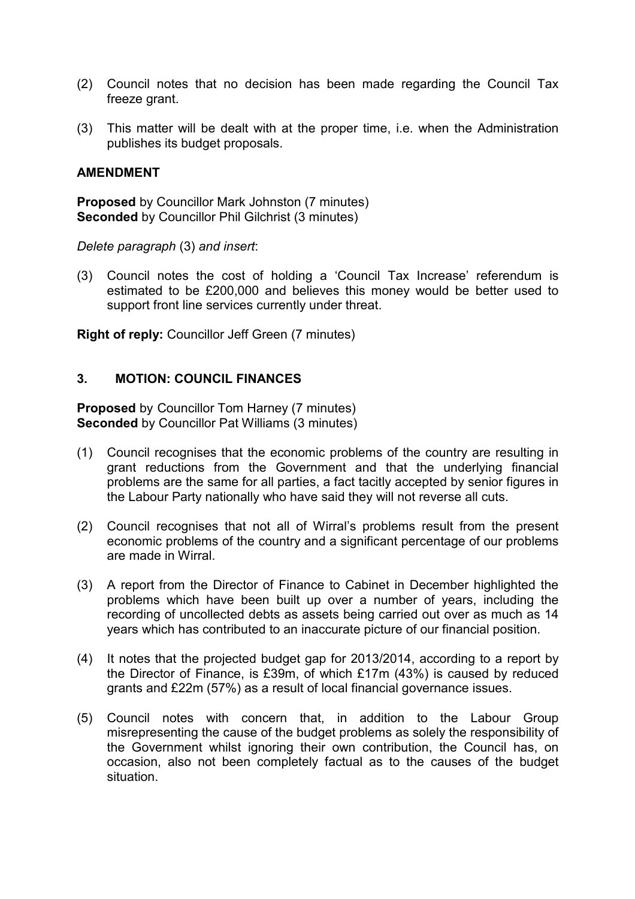(2) Council notes that no decision has been made regarding the Council Tax freeze grant.

(3) This matter will be dealt with at the proper time, i.e. when the Administration publishes its budget proposals.

**AMENDMENT**

**Proposed** by Councillor Mark Johnston (7 minutes)
**Seconded** by Councillor Phil Gilchrist (3 minutes)

*Delete paragraph* (3) *and insert*:

(3) Council notes the cost of holding a 'Council Tax Increase' referendum is estimated to be £200,000 and believes this money would be better used to support front line services currently under threat.

**Right of reply:** Councillor Jeff Green (7 minutes)

## 3. MOTION: COUNCIL FINANCES

**Proposed** by Councillor Tom Harney (7 minutes)
**Seconded** by Councillor Pat Williams (3 minutes)

(1) Council recognises that the economic problems of the country are resulting in grant reductions from the Government and that the underlying financial problems are the same for all parties, a fact tacitly accepted by senior figures in the Labour Party nationally who have said they will not reverse all cuts.

(2) Council recognises that not all of Wirral's problems result from the present economic problems of the country and a significant percentage of our problems are made in Wirral.

(3) A report from the Director of Finance to Cabinet in December highlighted the problems which have been built up over a number of years, including the recording of uncollected debts as assets being carried out over as much as 14 years which has contributed to an inaccurate picture of our financial position.

(4) It notes that the projected budget gap for 2013/2014, according to a report by the Director of Finance, is £39m, of which £17m (43%) is caused by reduced grants and £22m (57%) as a result of local financial governance issues.

(5) Council notes with concern that, in addition to the Labour Group misrepresenting the cause of the budget problems as solely the responsibility of the Government whilst ignoring their own contribution, the Council has, on occasion, also not been completely factual as to the causes of the budget situation.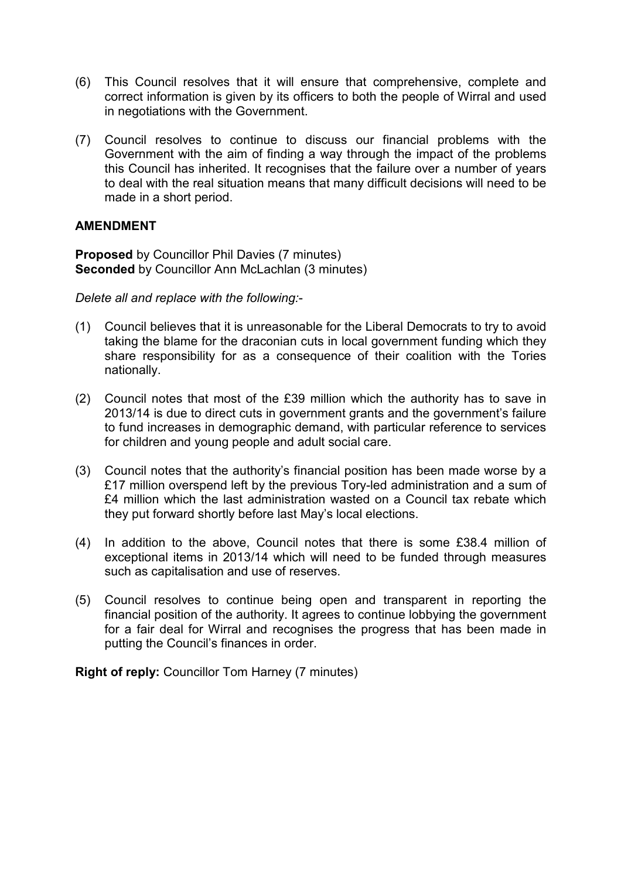(6) This Council resolves that it will ensure that comprehensive, complete and correct information is given by its officers to both the people of Wirral and used in negotiations with the Government.

(7) Council resolves to continue to discuss our financial problems with the Government with the aim of finding a way through the impact of the problems this Council has inherited. It recognises that the failure over a number of years to deal with the real situation means that many difficult decisions will need to be made in a short period.

**AMENDMENT**

**Proposed** by Councillor Phil Davies (7 minutes)
**Seconded** by Councillor Ann McLachlan (3 minutes)

*Delete all and replace with the following:-*

(1) Council believes that it is unreasonable for the Liberal Democrats to try to avoid taking the blame for the draconian cuts in local government funding which they share responsibility for as a consequence of their coalition with the Tories nationally.

(2) Council notes that most of the £39 million which the authority has to save in 2013/14 is due to direct cuts in government grants and the government's failure to fund increases in demographic demand, with particular reference to services for children and young people and adult social care.

(3) Council notes that the authority's financial position has been made worse by a £17 million overspend left by the previous Tory-led administration and a sum of £4 million which the last administration wasted on a Council tax rebate which they put forward shortly before last May's local elections.

(4) In addition to the above, Council notes that there is some £38.4 million of exceptional items in 2013/14 which will need to be funded through measures such as capitalisation and use of reserves.

(5) Council resolves to continue being open and transparent in reporting the financial position of the authority. It agrees to continue lobbying the government for a fair deal for Wirral and recognises the progress that has been made in putting the Council's finances in order.

**Right of reply:** Councillor Tom Harney (7 minutes)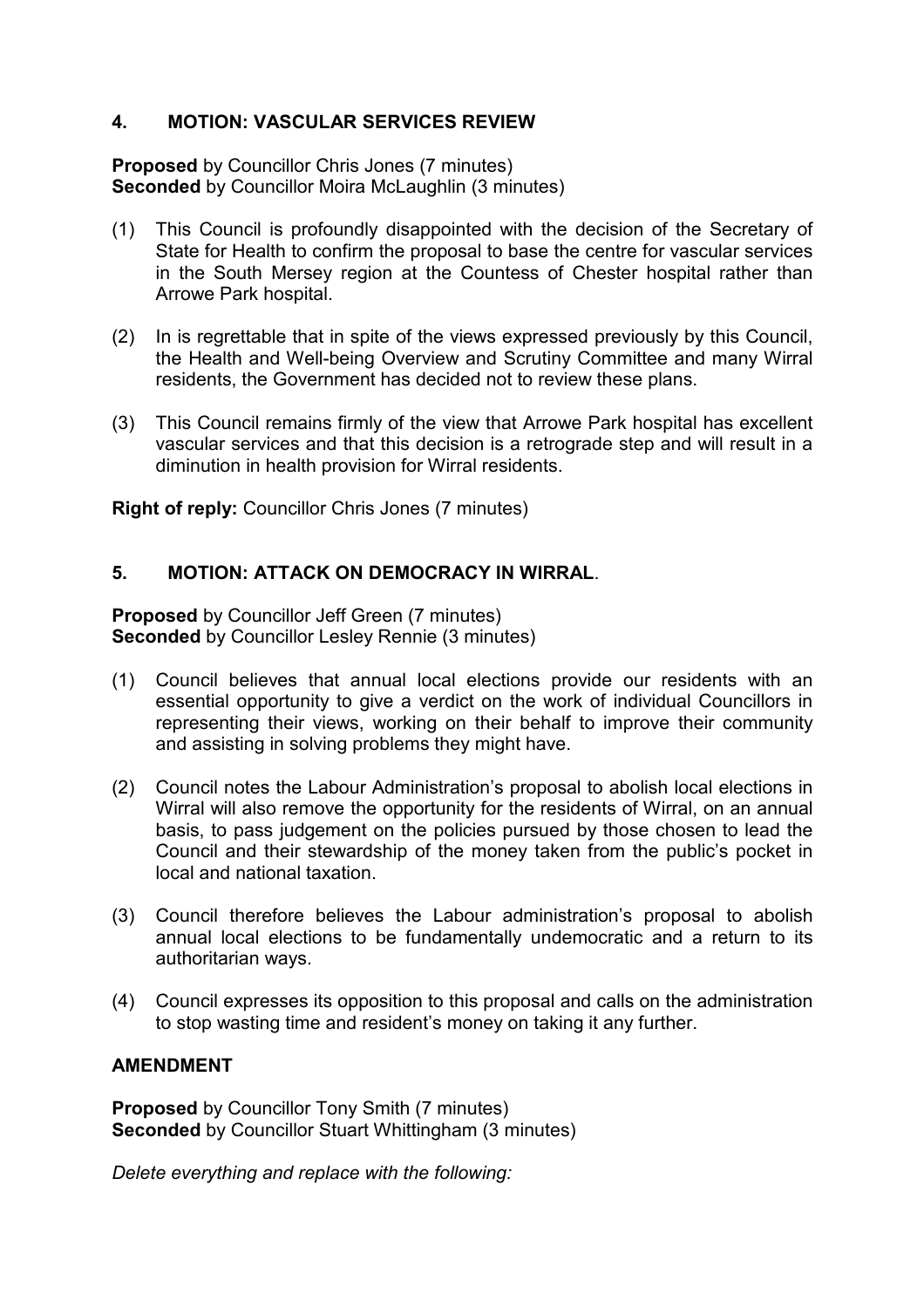## 4. MOTION: VASCULAR SERVICES REVIEW

**Proposed** by Councillor Chris Jones (7 minutes)
**Seconded** by Councillor Moira McLaughlin (3 minutes)

(1) This Council is profoundly disappointed with the decision of the Secretary of State for Health to confirm the proposal to base the centre for vascular services in the South Mersey region at the Countess of Chester hospital rather than Arrowe Park hospital.

(2) In is regrettable that in spite of the views expressed previously by this Council, the Health and Well-being Overview and Scrutiny Committee and many Wirral residents, the Government has decided not to review these plans.

(3) This Council remains firmly of the view that Arrowe Park hospital has excellent vascular services and that this decision is a retrograde step and will result in a diminution in health provision for Wirral residents.

**Right of reply:** Councillor Chris Jones (7 minutes)

## 5. MOTION: ATTACK ON DEMOCRACY IN WIRRAL.

**Proposed** by Councillor Jeff Green (7 minutes)
**Seconded** by Councillor Lesley Rennie (3 minutes)

(1) Council believes that annual local elections provide our residents with an essential opportunity to give a verdict on the work of individual Councillors in representing their views, working on their behalf to improve their community and assisting in solving problems they might have.

(2) Council notes the Labour Administration's proposal to abolish local elections in Wirral will also remove the opportunity for the residents of Wirral, on an annual basis, to pass judgement on the policies pursued by those chosen to lead the Council and their stewardship of the money taken from the public's pocket in local and national taxation.

(3) Council therefore believes the Labour administration's proposal to abolish annual local elections to be fundamentally undemocratic and a return to its authoritarian ways.

(4) Council expresses its opposition to this proposal and calls on the administration to stop wasting time and resident's money on taking it any further.

### AMENDMENT

**Proposed** by Councillor Tony Smith (7 minutes)
**Seconded** by Councillor Stuart Whittingham (3 minutes)

*Delete everything and replace with the following:*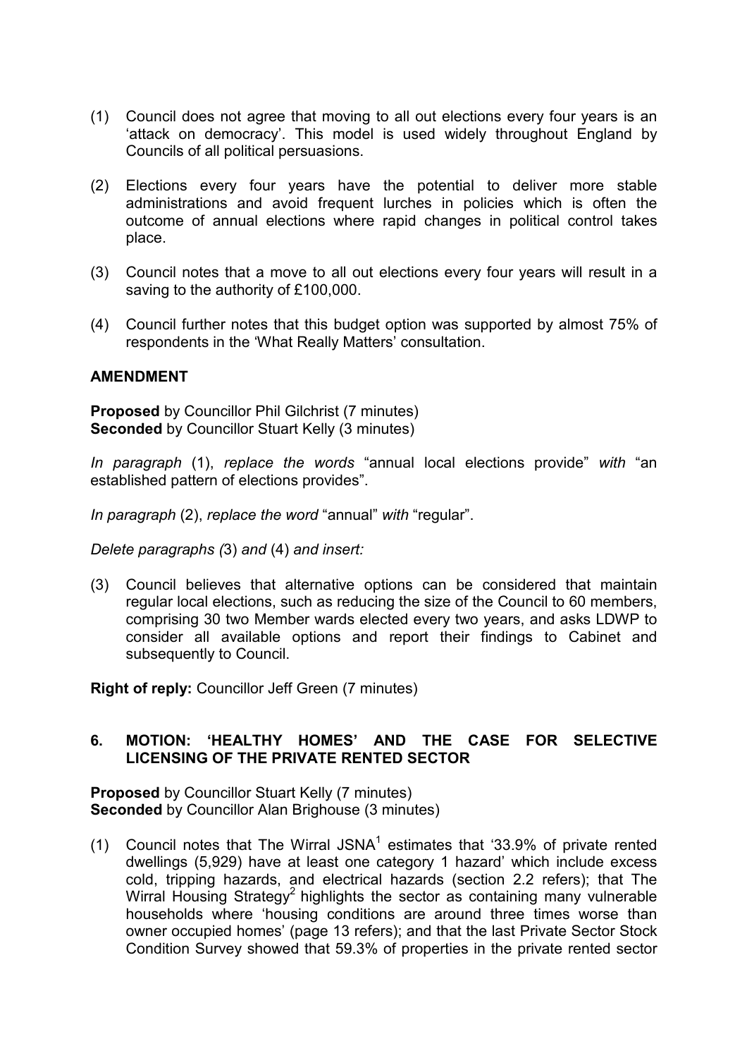(1) Council does not agree that moving to all out elections every four years is an 'attack on democracy'. This model is used widely throughout England by Councils of all political persuasions.

(2) Elections every four years have the potential to deliver more stable administrations and avoid frequent lurches in policies which is often the outcome of annual elections where rapid changes in political control takes place.

(3) Council notes that a move to all out elections every four years will result in a saving to the authority of £100,000.

(4) Council further notes that this budget option was supported by almost 75% of respondents in the 'What Really Matters' consultation.

**AMENDMENT**

**Proposed** by Councillor Phil Gilchrist (7 minutes)
**Seconded** by Councillor Stuart Kelly (3 minutes)

*In paragraph* (1), *replace the words* "annual local elections provide" *with* "an established pattern of elections provides".

*In paragraph* (2), *replace the word* "annual" *with* "regular".

*Delete paragraphs (*3) *and* (4) *and insert:*

(3) Council believes that alternative options can be considered that maintain regular local elections, such as reducing the size of the Council to 60 members, comprising 30 two Member wards elected every two years, and asks LDWP to consider all available options and report their findings to Cabinet and subsequently to Council.

**Right of reply:** Councillor Jeff Green (7 minutes)

## 6. MOTION: 'HEALTHY HOMES' AND THE CASE FOR SELECTIVE LICENSING OF THE PRIVATE RENTED SECTOR

**Proposed** by Councillor Stuart Kelly (7 minutes)
**Seconded** by Councillor Alan Brighouse (3 minutes)

(1) Council notes that The Wirral JSNA[1] estimates that '33.9% of private rented dwellings (5,929) have at least one category 1 hazard' which include excess cold, tripping hazards, and electrical hazards (section 2.2 refers); that The Wirral Housing Strategy[2] highlights the sector as containing many vulnerable households where 'housing conditions are around three times worse than owner occupied homes' (page 13 refers); and that the last Private Sector Stock Condition Survey showed that 59.3% of properties in the private rented sector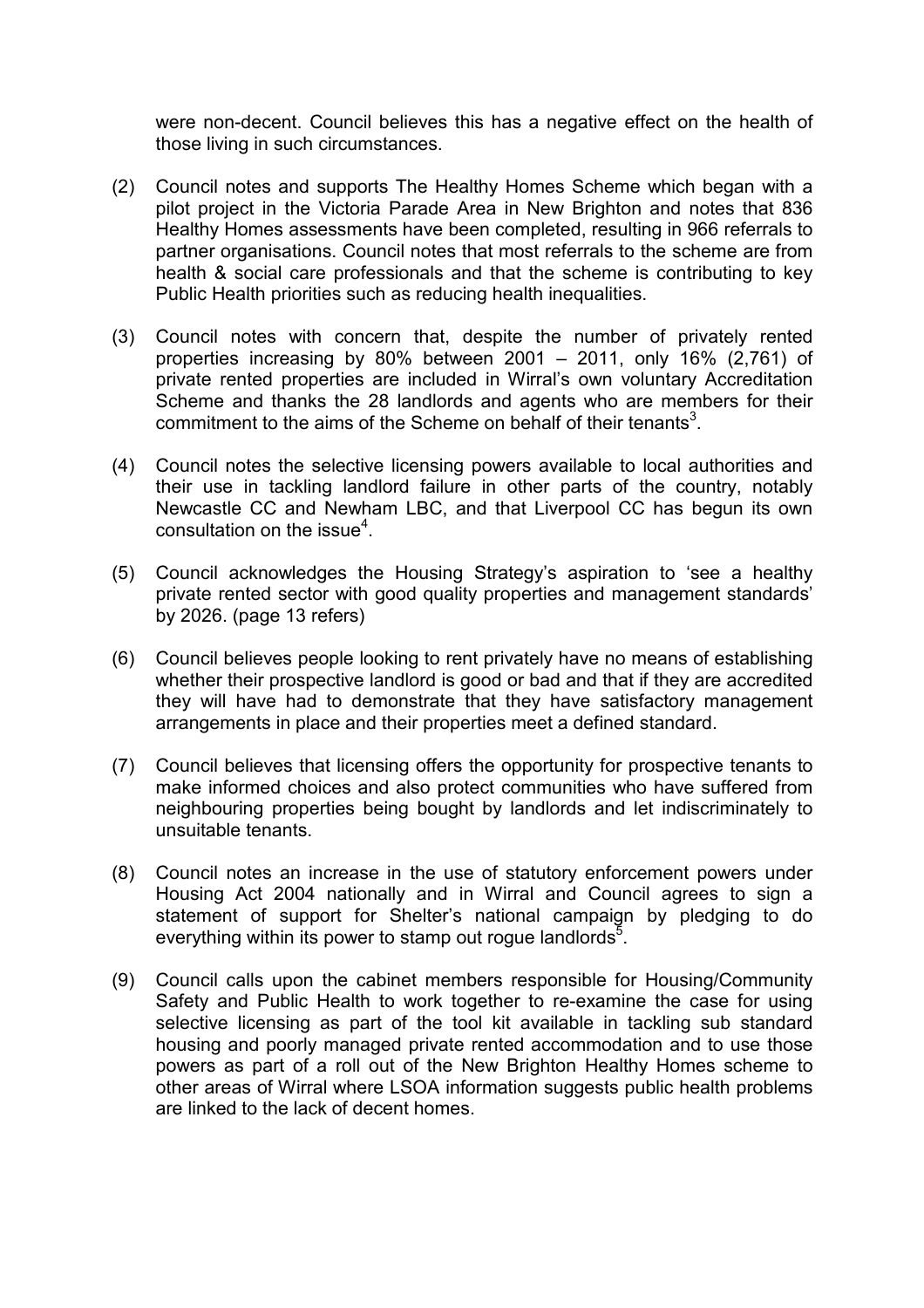were non-decent. Council believes this has a negative effect on the health of those living in such circumstances.

(2) Council notes and supports The Healthy Homes Scheme which began with a pilot project in the Victoria Parade Area in New Brighton and notes that 836 Healthy Homes assessments have been completed, resulting in 966 referrals to partner organisations. Council notes that most referrals to the scheme are from health & social care professionals and that the scheme is contributing to key Public Health priorities such as reducing health inequalities.

(3) Council notes with concern that, despite the number of privately rented properties increasing by 80% between 2001 – 2011, only 16% (2,761) of private rented properties are included in Wirral's own voluntary Accreditation Scheme and thanks the 28 landlords and agents who are members for their commitment to the aims of the Scheme on behalf of their tenants[3].

(4) Council notes the selective licensing powers available to local authorities and their use in tackling landlord failure in other parts of the country, notably Newcastle CC and Newham LBC, and that Liverpool CC has begun its own consultation on the issue[4].

(5) Council acknowledges the Housing Strategy's aspiration to 'see a healthy private rented sector with good quality properties and management standards' by 2026. (page 13 refers)

(6) Council believes people looking to rent privately have no means of establishing whether their prospective landlord is good or bad and that if they are accredited they will have had to demonstrate that they have satisfactory management arrangements in place and their properties meet a defined standard.

(7) Council believes that licensing offers the opportunity for prospective tenants to make informed choices and also protect communities who have suffered from neighbouring properties being bought by landlords and let indiscriminately to unsuitable tenants.

(8) Council notes an increase in the use of statutory enforcement powers under Housing Act 2004 nationally and in Wirral and Council agrees to sign a statement of support for Shelter's national campaign by pledging to do everything within its power to stamp out rogue landlords[5].

(9) Council calls upon the cabinet members responsible for Housing/Community Safety and Public Health to work together to re-examine the case for using selective licensing as part of the tool kit available in tackling sub standard housing and poorly managed private rented accommodation and to use those powers as part of a roll out of the New Brighton Healthy Homes scheme to other areas of Wirral where LSOA information suggests public health problems are linked to the lack of decent homes.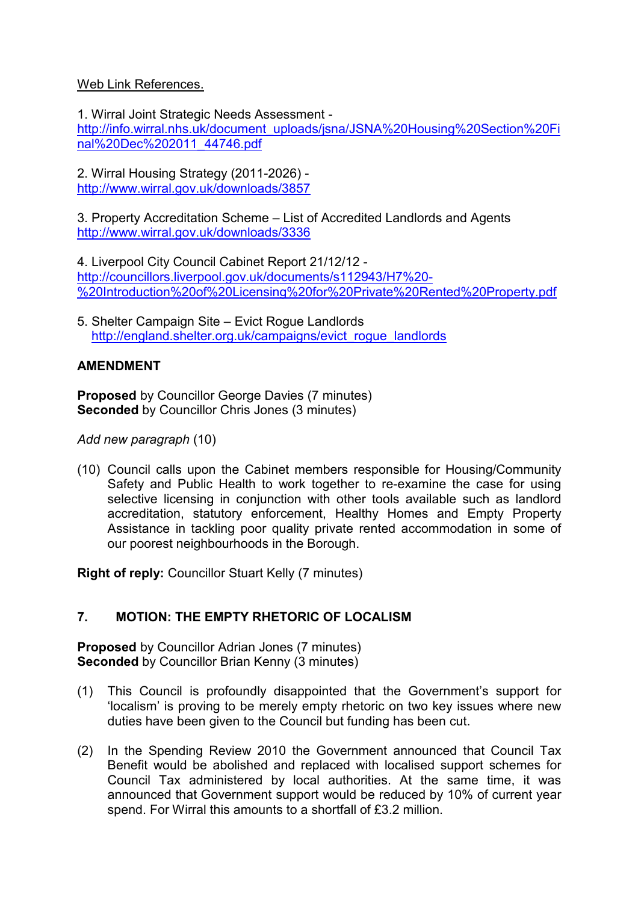Web Link References.

1. Wirral Joint Strategic Needs Assessment - http://info.wirral.nhs.uk/document_uploads/jsna/JSNA%20Housing%20Section%20Final%20Dec%202011_44746.pdf

2. Wirral Housing Strategy (2011-2026) - http://www.wirral.gov.uk/downloads/3857

3. Property Accreditation Scheme – List of Accredited Landlords and Agents http://www.wirral.gov.uk/downloads/3336

4. Liverpool City Council Cabinet Report 21/12/12 - http://councillors.liverpool.gov.uk/documents/s112943/H7%20-%20Introduction%20of%20Licensing%20for%20Private%20Rented%20Property.pdf

5. Shelter Campaign Site – Evict Rogue Landlords http://england.shelter.org.uk/campaigns/evict_rogue_landlords

**AMENDMENT**

**Proposed** by Councillor George Davies (7 minutes)
**Seconded** by Councillor Chris Jones (3 minutes)

*Add new paragraph* (10)

(10) Council calls upon the Cabinet members responsible for Housing/Community Safety and Public Health to work together to re-examine the case for using selective licensing in conjunction with other tools available such as landlord accreditation, statutory enforcement, Healthy Homes and Empty Property Assistance in tackling poor quality private rented accommodation in some of our poorest neighbourhoods in the Borough.

**Right of reply:** Councillor Stuart Kelly (7 minutes)

## 7. MOTION: THE EMPTY RHETORIC OF LOCALISM

**Proposed** by Councillor Adrian Jones (7 minutes)
**Seconded** by Councillor Brian Kenny (3 minutes)

(1) This Council is profoundly disappointed that the Government's support for 'localism' is proving to be merely empty rhetoric on two key issues where new duties have been given to the Council but funding has been cut.

(2) In the Spending Review 2010 the Government announced that Council Tax Benefit would be abolished and replaced with localised support schemes for Council Tax administered by local authorities. At the same time, it was announced that Government support would be reduced by 10% of current year spend. For Wirral this amounts to a shortfall of £3.2 million.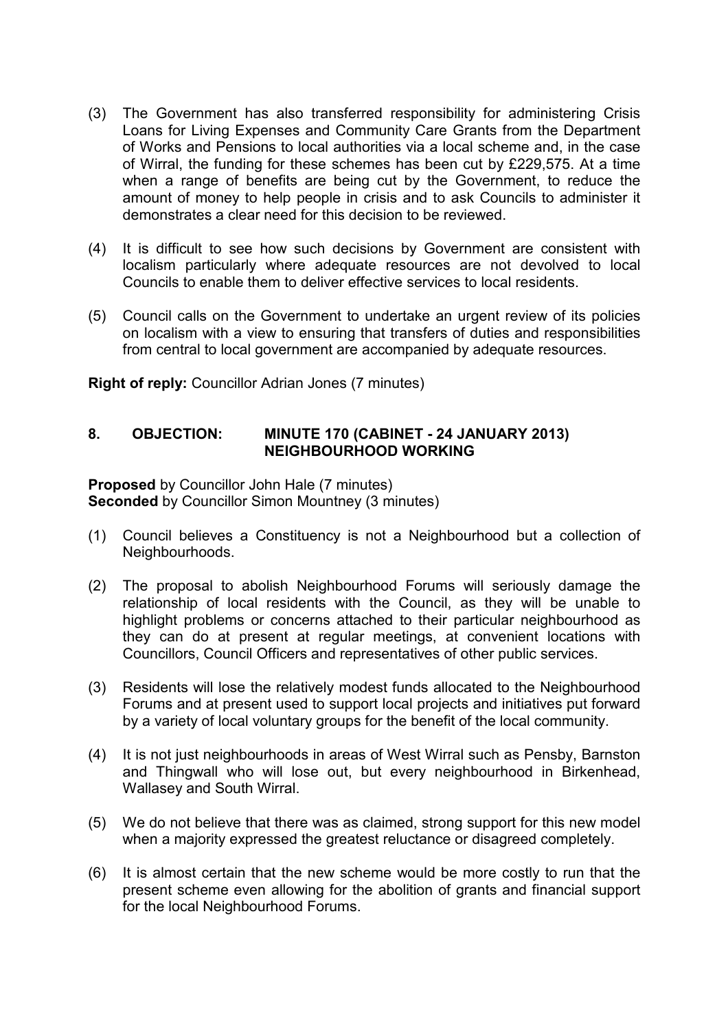(3) The Government has also transferred responsibility for administering Crisis Loans for Living Expenses and Community Care Grants from the Department of Works and Pensions to local authorities via a local scheme and, in the case of Wirral, the funding for these schemes has been cut by £229,575. At a time when a range of benefits are being cut by the Government, to reduce the amount of money to help people in crisis and to ask Councils to administer it demonstrates a clear need for this decision to be reviewed.

(4) It is difficult to see how such decisions by Government are consistent with localism particularly where adequate resources are not devolved to local Councils to enable them to deliver effective services to local residents.

(5) Council calls on the Government to undertake an urgent review of its policies on localism with a view to ensuring that transfers of duties and responsibilities from central to local government are accompanied by adequate resources.

**Right of reply:** Councillor Adrian Jones (7 minutes)

## 8. OBJECTION: MINUTE 170 (CABINET - 24 JANUARY 2013) NEIGHBOURHOOD WORKING

**Proposed** by Councillor John Hale (7 minutes)
**Seconded** by Councillor Simon Mountney (3 minutes)

(1) Council believes a Constituency is not a Neighbourhood but a collection of Neighbourhoods.

(2) The proposal to abolish Neighbourhood Forums will seriously damage the relationship of local residents with the Council, as they will be unable to highlight problems or concerns attached to their particular neighbourhood as they can do at present at regular meetings, at convenient locations with Councillors, Council Officers and representatives of other public services.

(3) Residents will lose the relatively modest funds allocated to the Neighbourhood Forums and at present used to support local projects and initiatives put forward by a variety of local voluntary groups for the benefit of the local community.

(4) It is not just neighbourhoods in areas of West Wirral such as Pensby, Barnston and Thingwall who will lose out, but every neighbourhood in Birkenhead, Wallasey and South Wirral.

(5) We do not believe that there was as claimed, strong support for this new model when a majority expressed the greatest reluctance or disagreed completely.

(6) It is almost certain that the new scheme would be more costly to run that the present scheme even allowing for the abolition of grants and financial support for the local Neighbourhood Forums.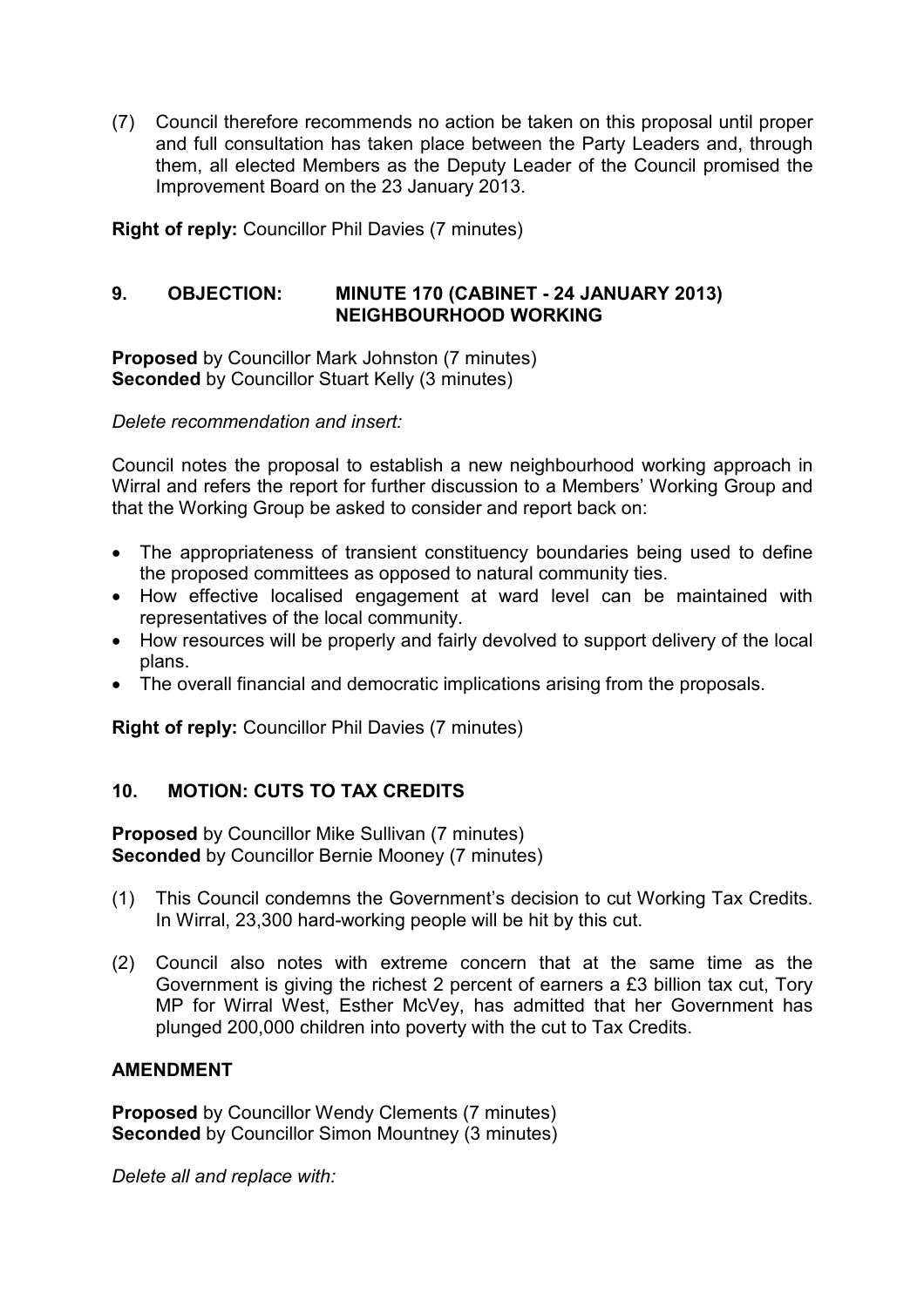(7) Council therefore recommends no action be taken on this proposal until proper and full consultation has taken place between the Party Leaders and, through them, all elected Members as the Deputy Leader of the Council promised the Improvement Board on the 23 January 2013.

**Right of reply:** Councillor Phil Davies (7 minutes)

## 9. OBJECTION: MINUTE 170 (CABINET - 24 JANUARY 2013) NEIGHBOURHOOD WORKING

**Proposed** by Councillor Mark Johnston (7 minutes)
**Seconded** by Councillor Stuart Kelly (3 minutes)

*Delete recommendation and insert:*

Council notes the proposal to establish a new neighbourhood working approach in Wirral and refers the report for further discussion to a Members' Working Group and that the Working Group be asked to consider and report back on:

- The appropriateness of transient constituency boundaries being used to define the proposed committees as opposed to natural community ties.
- How effective localised engagement at ward level can be maintained with representatives of the local community.
- How resources will be properly and fairly devolved to support delivery of the local plans.
- The overall financial and democratic implications arising from the proposals.

**Right of reply:** Councillor Phil Davies (7 minutes)

## 10. MOTION: CUTS TO TAX CREDITS

**Proposed** by Councillor Mike Sullivan (7 minutes)
**Seconded** by Councillor Bernie Mooney (7 minutes)

(1) This Council condemns the Government's decision to cut Working Tax Credits. In Wirral, 23,300 hard-working people will be hit by this cut.

(2) Council also notes with extreme concern that at the same time as the Government is giving the richest 2 percent of earners a £3 billion tax cut, Tory MP for Wirral West, Esther McVey, has admitted that her Government has plunged 200,000 children into poverty with the cut to Tax Credits.

**AMENDMENT**

**Proposed** by Councillor Wendy Clements (7 minutes)
**Seconded** by Councillor Simon Mountney (3 minutes)

*Delete all and replace with:*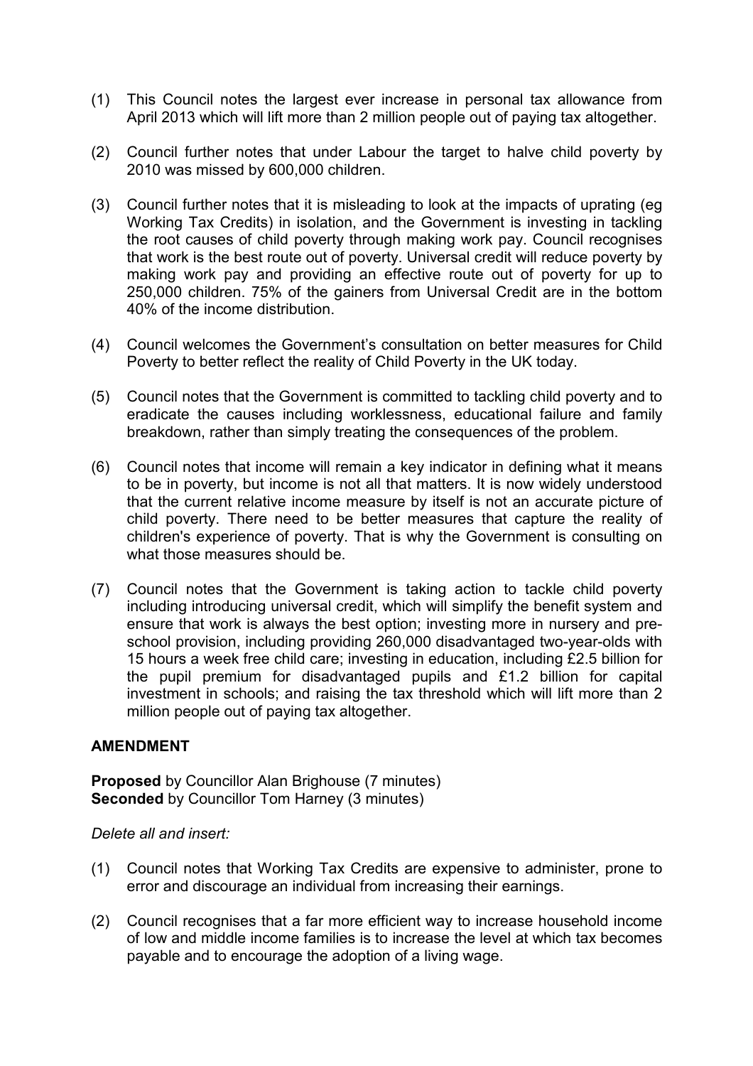(1) This Council notes the largest ever increase in personal tax allowance from April 2013 which will lift more than 2 million people out of paying tax altogether.

(2) Council further notes that under Labour the target to halve child poverty by 2010 was missed by 600,000 children.

(3) Council further notes that it is misleading to look at the impacts of uprating (eg Working Tax Credits) in isolation, and the Government is investing in tackling the root causes of child poverty through making work pay. Council recognises that work is the best route out of poverty. Universal credit will reduce poverty by making work pay and providing an effective route out of poverty for up to 250,000 children. 75% of the gainers from Universal Credit are in the bottom 40% of the income distribution.

(4) Council welcomes the Government's consultation on better measures for Child Poverty to better reflect the reality of Child Poverty in the UK today.

(5) Council notes that the Government is committed to tackling child poverty and to eradicate the causes including worklessness, educational failure and family breakdown, rather than simply treating the consequences of the problem.

(6) Council notes that income will remain a key indicator in defining what it means to be in poverty, but income is not all that matters. It is now widely understood that the current relative income measure by itself is not an accurate picture of child poverty. There need to be better measures that capture the reality of children's experience of poverty. That is why the Government is consulting on what those measures should be.

(7) Council notes that the Government is taking action to tackle child poverty including introducing universal credit, which will simplify the benefit system and ensure that work is always the best option; investing more in nursery and pre-school provision, including providing 260,000 disadvantaged two-year-olds with 15 hours a week free child care; investing in education, including £2.5 billion for the pupil premium for disadvantaged pupils and £1.2 billion for capital investment in schools; and raising the tax threshold which will lift more than 2 million people out of paying tax altogether.

## AMENDMENT

**Proposed** by Councillor Alan Brighouse (7 minutes)
**Seconded** by Councillor Tom Harney (3 minutes)

*Delete all and insert:*

(1) Council notes that Working Tax Credits are expensive to administer, prone to error and discourage an individual from increasing their earnings.

(2) Council recognises that a far more efficient way to increase household income of low and middle income families is to increase the level at which tax becomes payable and to encourage the adoption of a living wage.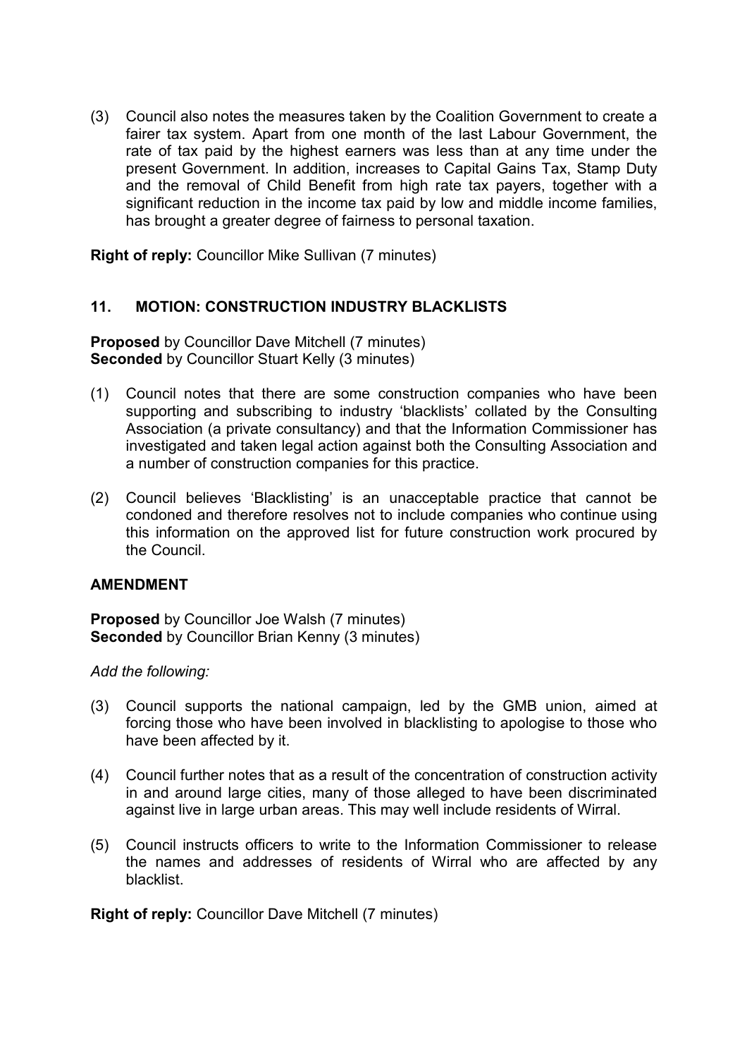(3) Council also notes the measures taken by the Coalition Government to create a fairer tax system. Apart from one month of the last Labour Government, the rate of tax paid by the highest earners was less than at any time under the present Government. In addition, increases to Capital Gains Tax, Stamp Duty and the removal of Child Benefit from high rate tax payers, together with a significant reduction in the income tax paid by low and middle income families, has brought a greater degree of fairness to personal taxation.

**Right of reply:** Councillor Mike Sullivan (7 minutes)

## 11. MOTION: CONSTRUCTION INDUSTRY BLACKLISTS

**Proposed** by Councillor Dave Mitchell (7 minutes)
**Seconded** by Councillor Stuart Kelly (3 minutes)

(1) Council notes that there are some construction companies who have been supporting and subscribing to industry 'blacklists' collated by the Consulting Association (a private consultancy) and that the Information Commissioner has investigated and taken legal action against both the Consulting Association and a number of construction companies for this practice.

(2) Council believes 'Blacklisting' is an unacceptable practice that cannot be condoned and therefore resolves not to include companies who continue using this information on the approved list for future construction work procured by the Council.

**AMENDMENT**

**Proposed** by Councillor Joe Walsh (7 minutes)
**Seconded** by Councillor Brian Kenny (3 minutes)

*Add the following:*

(3) Council supports the national campaign, led by the GMB union, aimed at forcing those who have been involved in blacklisting to apologise to those who have been affected by it.

(4) Council further notes that as a result of the concentration of construction activity in and around large cities, many of those alleged to have been discriminated against live in large urban areas. This may well include residents of Wirral.

(5) Council instructs officers to write to the Information Commissioner to release the names and addresses of residents of Wirral who are affected by any blacklist.

**Right of reply:** Councillor Dave Mitchell (7 minutes)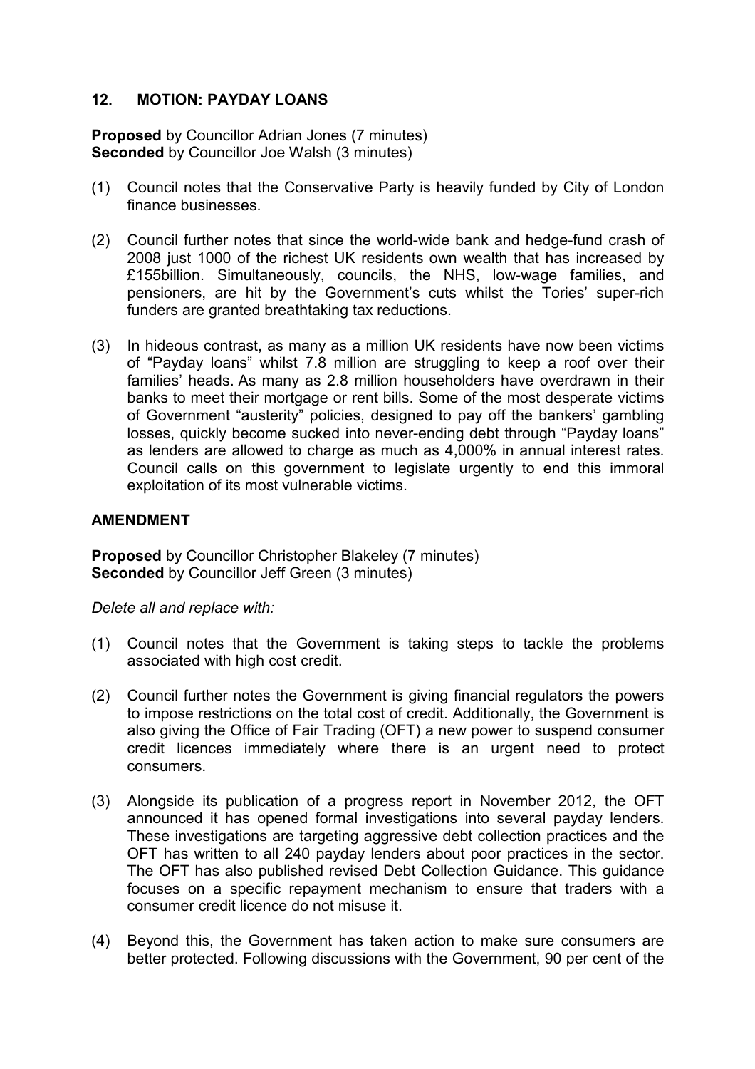## 12. MOTION: PAYDAY LOANS

**Proposed** by Councillor Adrian Jones (7 minutes)
**Seconded** by Councillor Joe Walsh (3 minutes)

(1) Council notes that the Conservative Party is heavily funded by City of London finance businesses.

(2) Council further notes that since the world-wide bank and hedge-fund crash of 2008 just 1000 of the richest UK residents own wealth that has increased by £155billion. Simultaneously, councils, the NHS, low-wage families, and pensioners, are hit by the Government's cuts whilst the Tories' super-rich funders are granted breathtaking tax reductions.

(3) In hideous contrast, as many as a million UK residents have now been victims of "Payday loans" whilst 7.8 million are struggling to keep a roof over their families' heads. As many as 2.8 million householders have overdrawn in their banks to meet their mortgage or rent bills. Some of the most desperate victims of Government "austerity" policies, designed to pay off the bankers' gambling losses, quickly become sucked into never-ending debt through "Payday loans" as lenders are allowed to charge as much as 4,000% in annual interest rates. Council calls on this government to legislate urgently to end this immoral exploitation of its most vulnerable victims.

### AMENDMENT

**Proposed** by Councillor Christopher Blakeley (7 minutes)
**Seconded** by Councillor Jeff Green (3 minutes)

*Delete all and replace with:*

(1) Council notes that the Government is taking steps to tackle the problems associated with high cost credit.

(2) Council further notes the Government is giving financial regulators the powers to impose restrictions on the total cost of credit. Additionally, the Government is also giving the Office of Fair Trading (OFT) a new power to suspend consumer credit licences immediately where there is an urgent need to protect consumers.

(3) Alongside its publication of a progress report in November 2012, the OFT announced it has opened formal investigations into several payday lenders. These investigations are targeting aggressive debt collection practices and the OFT has written to all 240 payday lenders about poor practices in the sector. The OFT has also published revised Debt Collection Guidance. This guidance focuses on a specific repayment mechanism to ensure that traders with a consumer credit licence do not misuse it.

(4) Beyond this, the Government has taken action to make sure consumers are better protected. Following discussions with the Government, 90 per cent of the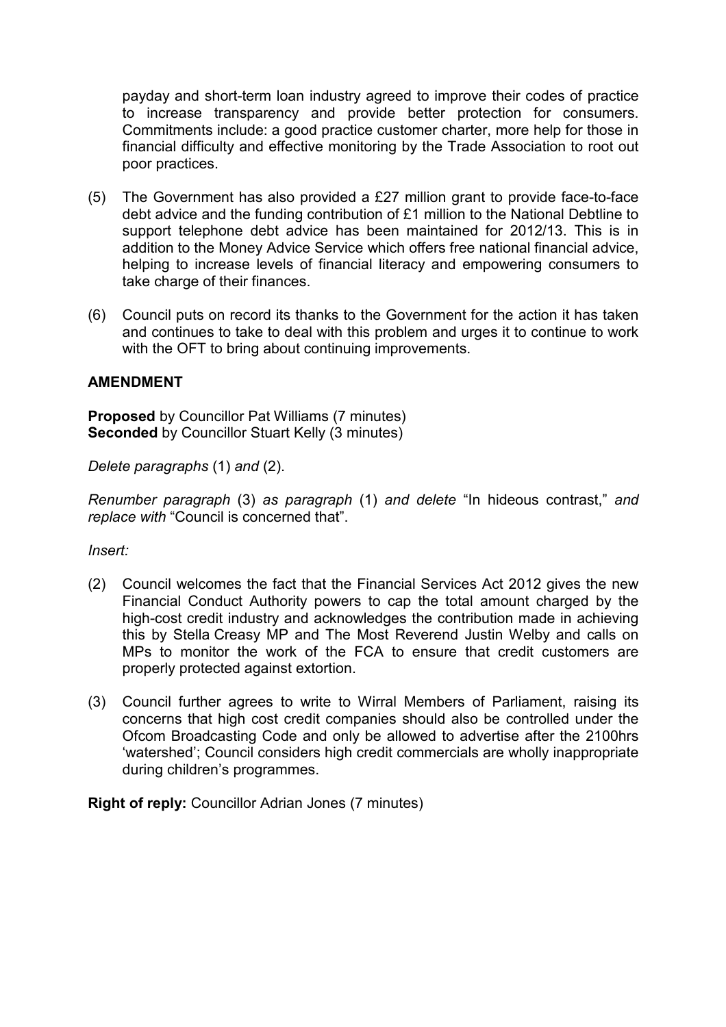payday and short-term loan industry agreed to improve their codes of practice to increase transparency and provide better protection for consumers. Commitments include: a good practice customer charter, more help for those in financial difficulty and effective monitoring by the Trade Association to root out poor practices.

(5) The Government has also provided a £27 million grant to provide face-to-face debt advice and the funding contribution of £1 million to the National Debtline to support telephone debt advice has been maintained for 2012/13. This is in addition to the Money Advice Service which offers free national financial advice, helping to increase levels of financial literacy and empowering consumers to take charge of their finances.

(6) Council puts on record its thanks to the Government for the action it has taken and continues to take to deal with this problem and urges it to continue to work with the OFT to bring about continuing improvements.

**AMENDMENT**

**Proposed** by Councillor Pat Williams (7 minutes)
**Seconded** by Councillor Stuart Kelly (3 minutes)

*Delete paragraphs* (1) *and* (2).

*Renumber paragraph* (3) *as paragraph* (1) *and delete* "In hideous contrast," *and replace with* "Council is concerned that".

*Insert:*

(2) Council welcomes the fact that the Financial Services Act 2012 gives the new Financial Conduct Authority powers to cap the total amount charged by the high-cost credit industry and acknowledges the contribution made in achieving this by Stella Creasy MP and The Most Reverend Justin Welby and calls on MPs to monitor the work of the FCA to ensure that credit customers are properly protected against extortion.

(3) Council further agrees to write to Wirral Members of Parliament, raising its concerns that high cost credit companies should also be controlled under the Ofcom Broadcasting Code and only be allowed to advertise after the 2100hrs 'watershed'; Council considers high credit commercials are wholly inappropriate during children's programmes.

**Right of reply:** Councillor Adrian Jones (7 minutes)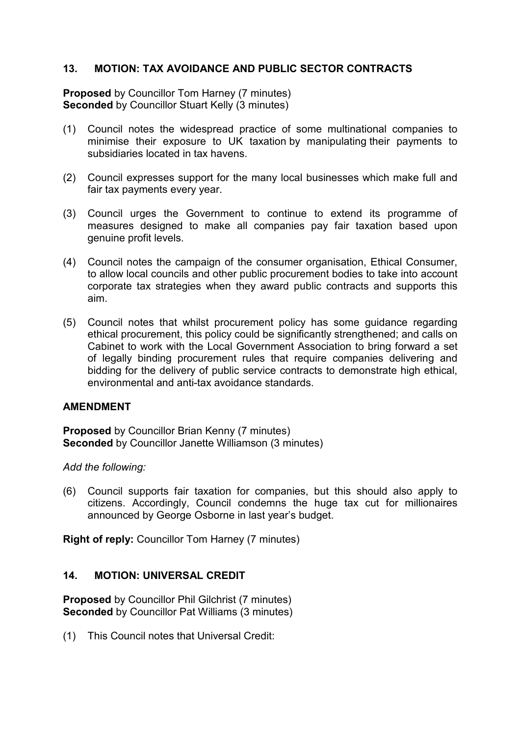## 13. MOTION: TAX AVOIDANCE AND PUBLIC SECTOR CONTRACTS

**Proposed** by Councillor Tom Harney (7 minutes)
**Seconded** by Councillor Stuart Kelly (3 minutes)

(1) Council notes the widespread practice of some multinational companies to minimise their exposure to UK taxation by manipulating their payments to subsidiaries located in tax havens.

(2) Council expresses support for the many local businesses which make full and fair tax payments every year.

(3) Council urges the Government to continue to extend its programme of measures designed to make all companies pay fair taxation based upon genuine profit levels.

(4) Council notes the campaign of the consumer organisation, Ethical Consumer, to allow local councils and other public procurement bodies to take into account corporate tax strategies when they award public contracts and supports this aim.

(5) Council notes that whilst procurement policy has some guidance regarding ethical procurement, this policy could be significantly strengthened; and calls on Cabinet to work with the Local Government Association to bring forward a set of legally binding procurement rules that require companies delivering and bidding for the delivery of public service contracts to demonstrate high ethical, environmental and anti-tax avoidance standards.

### AMENDMENT

**Proposed** by Councillor Brian Kenny (7 minutes)
**Seconded** by Councillor Janette Williamson (3 minutes)

*Add the following:*

(6) Council supports fair taxation for companies, but this should also apply to citizens. Accordingly, Council condemns the huge tax cut for millionaires announced by George Osborne in last year's budget.

**Right of reply:** Councillor Tom Harney (7 minutes)

## 14. MOTION: UNIVERSAL CREDIT

**Proposed** by Councillor Phil Gilchrist (7 minutes)
**Seconded** by Councillor Pat Williams (3 minutes)

(1) This Council notes that Universal Credit: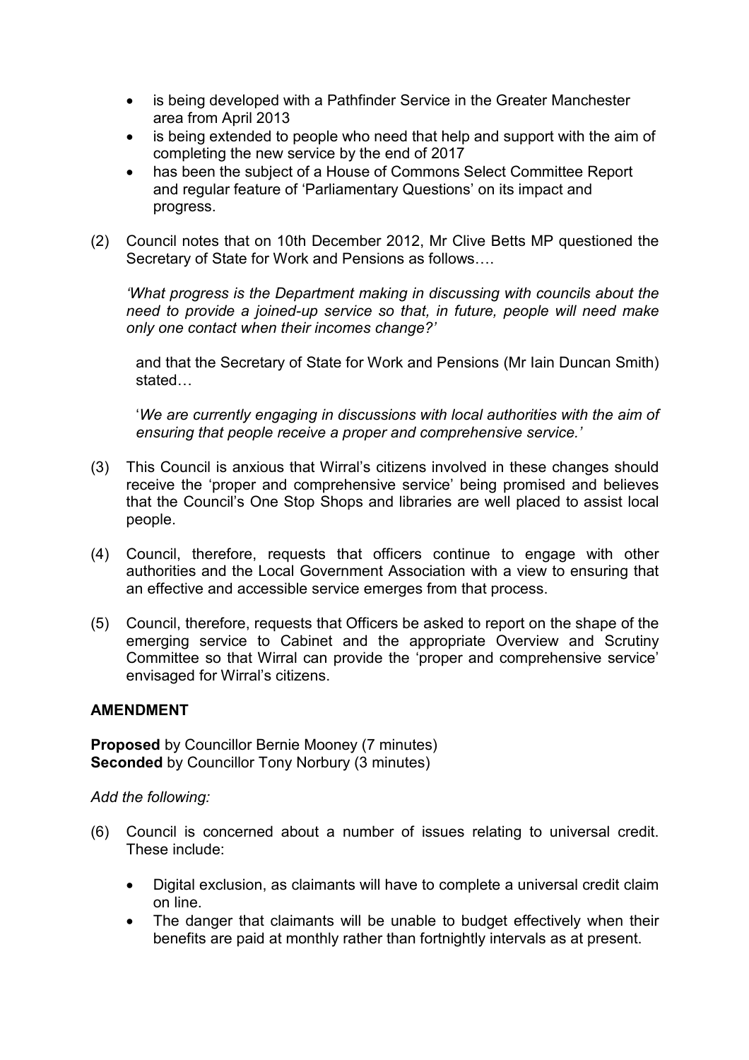- is being developed with a Pathfinder Service in the Greater Manchester area from April 2013
- is being extended to people who need that help and support with the aim of completing the new service by the end of 2017
- has been the subject of a House of Commons Select Committee Report and regular feature of 'Parliamentary Questions' on its impact and progress.

(2) Council notes that on 10th December 2012, Mr Clive Betts MP questioned the Secretary of State for Work and Pensions as follows….

*'What progress is the Department making in discussing with councils about the need to provide a joined-up service so that, in future, people will need make only one contact when their incomes change?'*

and that the Secretary of State for Work and Pensions (Mr Iain Duncan Smith) stated…

'*We are currently engaging in discussions with local authorities with the aim of ensuring that people receive a proper and comprehensive service.'*

(3) This Council is anxious that Wirral's citizens involved in these changes should receive the 'proper and comprehensive service' being promised and believes that the Council's One Stop Shops and libraries are well placed to assist local people.

(4) Council, therefore, requests that officers continue to engage with other authorities and the Local Government Association with a view to ensuring that an effective and accessible service emerges from that process.

(5) Council, therefore, requests that Officers be asked to report on the shape of the emerging service to Cabinet and the appropriate Overview and Scrutiny Committee so that Wirral can provide the 'proper and comprehensive service' envisaged for Wirral's citizens.

**AMENDMENT**

**Proposed** by Councillor Bernie Mooney (7 minutes)
**Seconded** by Councillor Tony Norbury (3 minutes)

*Add the following:*

(6) Council is concerned about a number of issues relating to universal credit. These include:

- Digital exclusion, as claimants will have to complete a universal credit claim on line.
- The danger that claimants will be unable to budget effectively when their benefits are paid at monthly rather than fortnightly intervals as at present.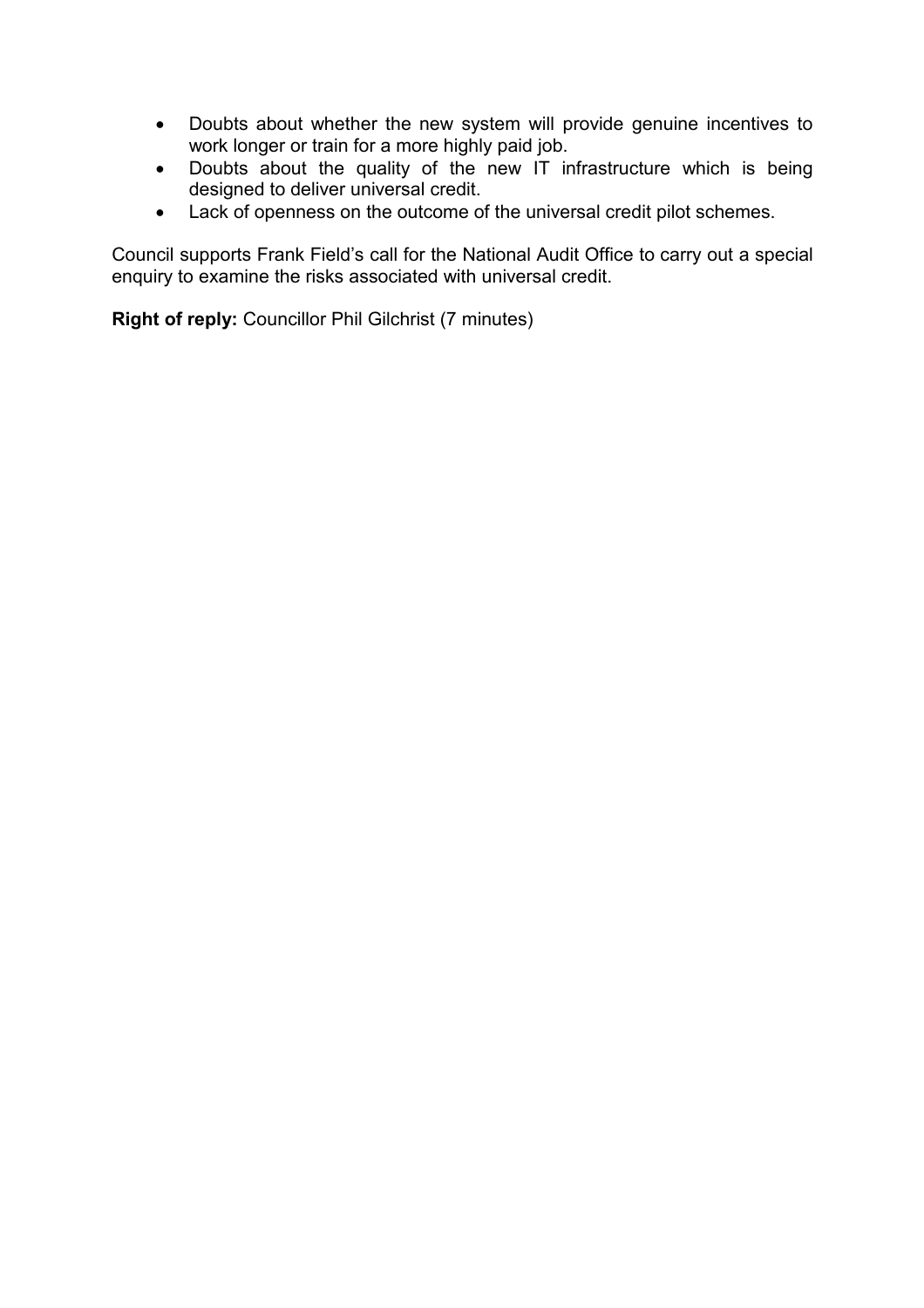- Doubts about whether the new system will provide genuine incentives to work longer or train for a more highly paid job.
- Doubts about the quality of the new IT infrastructure which is being designed to deliver universal credit.
- Lack of openness on the outcome of the universal credit pilot schemes.

Council supports Frank Field's call for the National Audit Office to carry out a special enquiry to examine the risks associated with universal credit.

**Right of reply:** Councillor Phil Gilchrist (7 minutes)